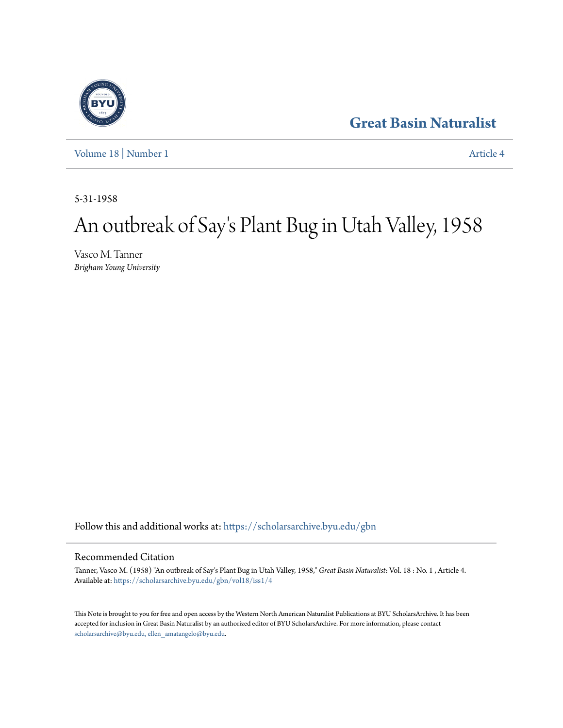Great Basin Naturalist

Volume 18 | Number 1 Article 4

5-31-1958

# An outbreak of Say's Plant Bug in Utah Valley, 1958

Vasco M. Tanner
*Brigham Young University*

Follow this and additional works at: https://scholarsarchive.byu.edu/gbn

## Recommended Citation

Tanner, Vasco M. (1958) "An outbreak of Say's Plant Bug in Utah Valley, 1958," *Great Basin Naturalist*: Vol. 18 : No. 1 , Article 4.
Available at: https://scholarsarchive.byu.edu/gbn/vol18/iss1/4

This Note is brought to you for free and open access by the Western North American Naturalist Publications at BYU ScholarsArchive. It has been accepted for inclusion in Great Basin Naturalist by an authorized editor of BYU ScholarsArchive. For more information, please contact scholarsarchive@byu.edu, ellen_amatangelo@byu.edu.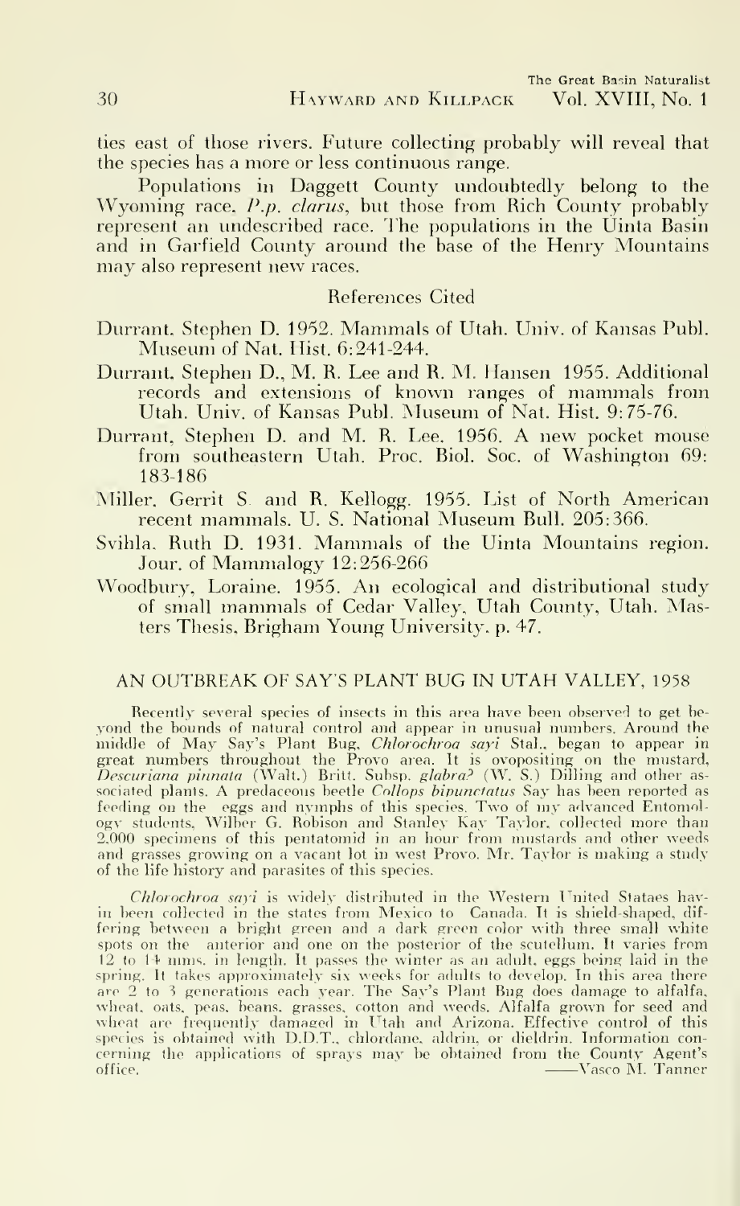ties east of those rivers. Future collecting probably will reveal that the species has a more or less continuous range.

Populations in Daggett County undoubtedly belong to the Wyoming race, *P.p. clarus*, but those from Rich County probably represent an undescribed race. The populations in the Uinta Basin and in Garfield County around the base of the Henry Mountains may also represent new races.

## References Cited

Durrant, Stephen D. 1952. Mammals of Utah. Univ. of Kansas Publ. Museum of Nat. Hist. 6:241-244.

Durrant, Stephen D., M. R. Lee and R. M. Hansen 1955. Additional records and extensions of known ranges of mammals from Utah. Univ. of Kansas Publ. Museum of Nat. Hist. 9:75-76.

Durrant, Stephen D. and M. R. Lee. 1956. A new pocket mouse from southeastern Utah. Proc. Biol. Soc. of Washington 69: 183-186

Miller, Gerrit S. and R. Kellogg. 1955. List of North American recent mammals. U. S. National Museum Bull. 205:366.

Svihla, Ruth D. 1931. Mammals of the Uinta Mountains region. Jour. of Mammalogy 12:256-266

Woodbury, Loraine. 1955. An ecological and distributional study of small mammals of Cedar Valley, Utah County, Utah. Masters Thesis, Brigham Young University, p. 47.

## AN OUTBREAK OF SAY'S PLANT BUG IN UTAH VALLEY, 1958

Recently several species of insects in this area have been observed to get beyond the bounds of natural control and appear in unusual numbers. Around the middle of May Say's Plant Bug, *Chlorochroa sayi* Stal., began to appear in great numbers throughout the Provo area. It is ovopositing on the mustard, *Descuriana pinnata* (Walt.) Britt. Subsp. *glabra?* (W. S.) Dilling and other associated plants. A predaceous beetle *Collops bipunctatus* Say has been reported as feeding on the eggs and nymphs of this species. Two of my advanced Entomology students, Wilber G. Robison and Stanley Kay Taylor, collected more than 2,000 specimens of this pentatomid in an hour from mustards and other weeds and grasses growing on a vacant lot in west Provo. Mr. Taylor is making a study of the life history and parasites of this species.

*Chlorochroa sayi* is widely distributed in the Western United Stataes havin been collected in the states from Mexico to Canada. It is shield-shaped, differing between a bright green and a dark green color with three small white spots on the anterior and one on the posterior of the scutellum. It varies from 12 to 14 mms. in length. It passes the winter as an adult, eggs being laid in the spring. It takes approximately six weeks for adults to develop. In this area there are 2 to 3 generations each year. The Say's Plant Bug does damage to alfalfa, wheat, oats, peas, beans, grasses, cotton and weeds. Alfalfa grown for seed and wheat are frequently damaged in Utah and Arizona. Effective control of this species is obtained with D.D.T., chlordane, aldrin, or dieldrin. Information concerning the applications of sprays may be obtained from the County Agent's office. ——Vasco M. Tanner